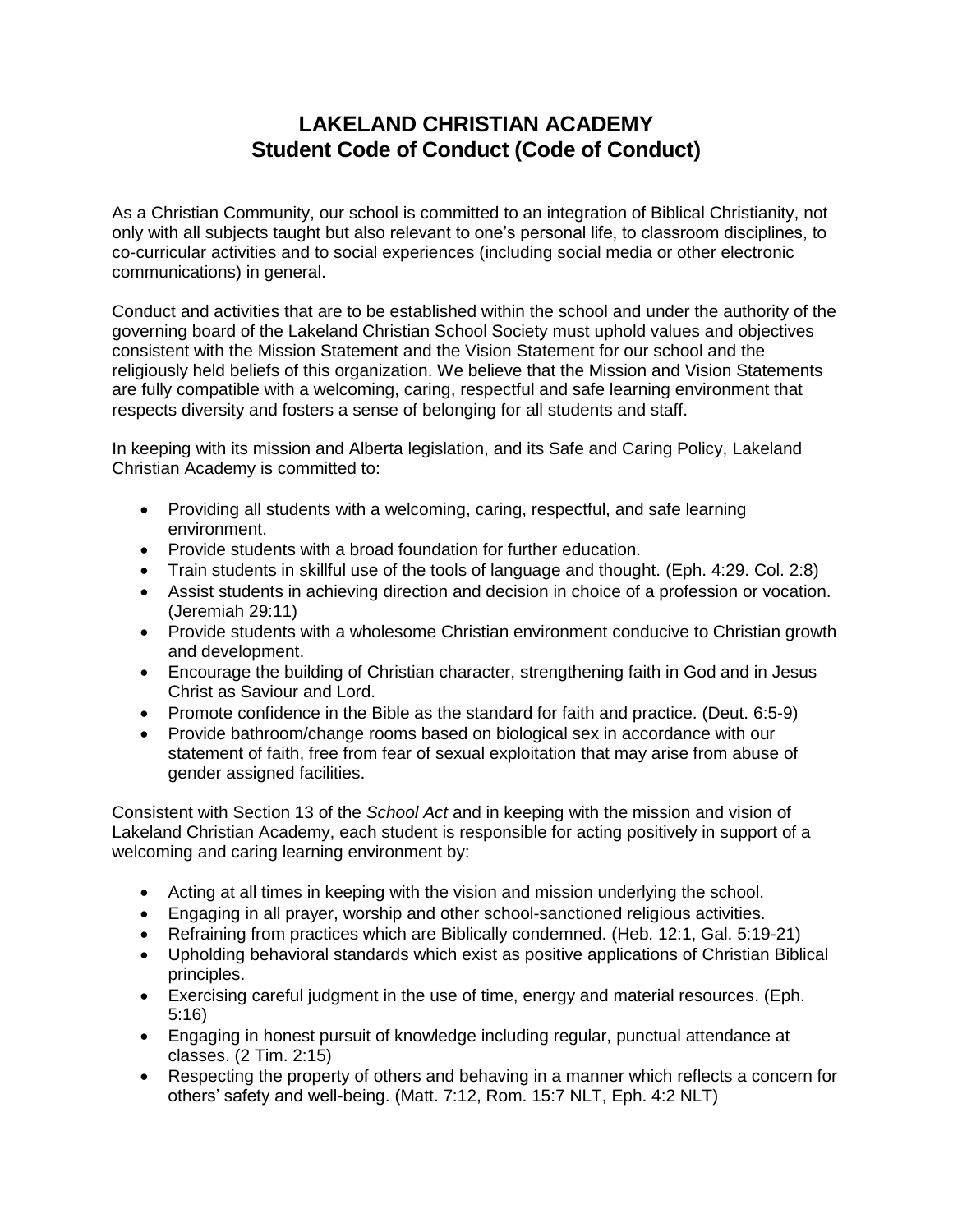# LAKELAND CHRISTIAN ACADEMY
## Student Code of Conduct (Code of Conduct)

As a Christian Community, our school is committed to an integration of Biblical Christianity, not only with all subjects taught but also relevant to one's personal life, to classroom disciplines, to co-curricular activities and to social experiences (including social media or other electronic communications) in general.

Conduct and activities that are to be established within the school and under the authority of the governing board of the Lakeland Christian School Society must uphold values and objectives consistent with the Mission Statement and the Vision Statement for our school and the religiously held beliefs of this organization. We believe that the Mission and Vision Statements are fully compatible with a welcoming, caring, respectful and safe learning environment that respects diversity and fosters a sense of belonging for all students and staff.

In keeping with its mission and Alberta legislation, and its Safe and Caring Policy, Lakeland Christian Academy is committed to:

- Providing all students with a welcoming, caring, respectful, and safe learning environment.
- Provide students with a broad foundation for further education.
- Train students in skillful use of the tools of language and thought. (Eph. 4:29. Col. 2:8)
- Assist students in achieving direction and decision in choice of a profession or vocation. (Jeremiah 29:11)
- Provide students with a wholesome Christian environment conducive to Christian growth and development.
- Encourage the building of Christian character, strengthening faith in God and in Jesus Christ as Saviour and Lord.
- Promote confidence in the Bible as the standard for faith and practice. (Deut. 6:5-9)
- Provide bathroom/change rooms based on biological sex in accordance with our statement of faith, free from fear of sexual exploitation that may arise from abuse of gender assigned facilities.

Consistent with Section 13 of the *School Act* and in keeping with the mission and vision of Lakeland Christian Academy, each student is responsible for acting positively in support of a welcoming and caring learning environment by:

- Acting at all times in keeping with the vision and mission underlying the school.
- Engaging in all prayer, worship and other school-sanctioned religious activities.
- Refraining from practices which are Biblically condemned. (Heb. 12:1, Gal. 5:19-21)
- Upholding behavioral standards which exist as positive applications of Christian Biblical principles.
- Exercising careful judgment in the use of time, energy and material resources. (Eph. 5:16)
- Engaging in honest pursuit of knowledge including regular, punctual attendance at classes. (2 Tim. 2:15)
- Respecting the property of others and behaving in a manner which reflects a concern for others' safety and well-being. (Matt. 7:12, Rom. 15:7 NLT, Eph. 4:2 NLT)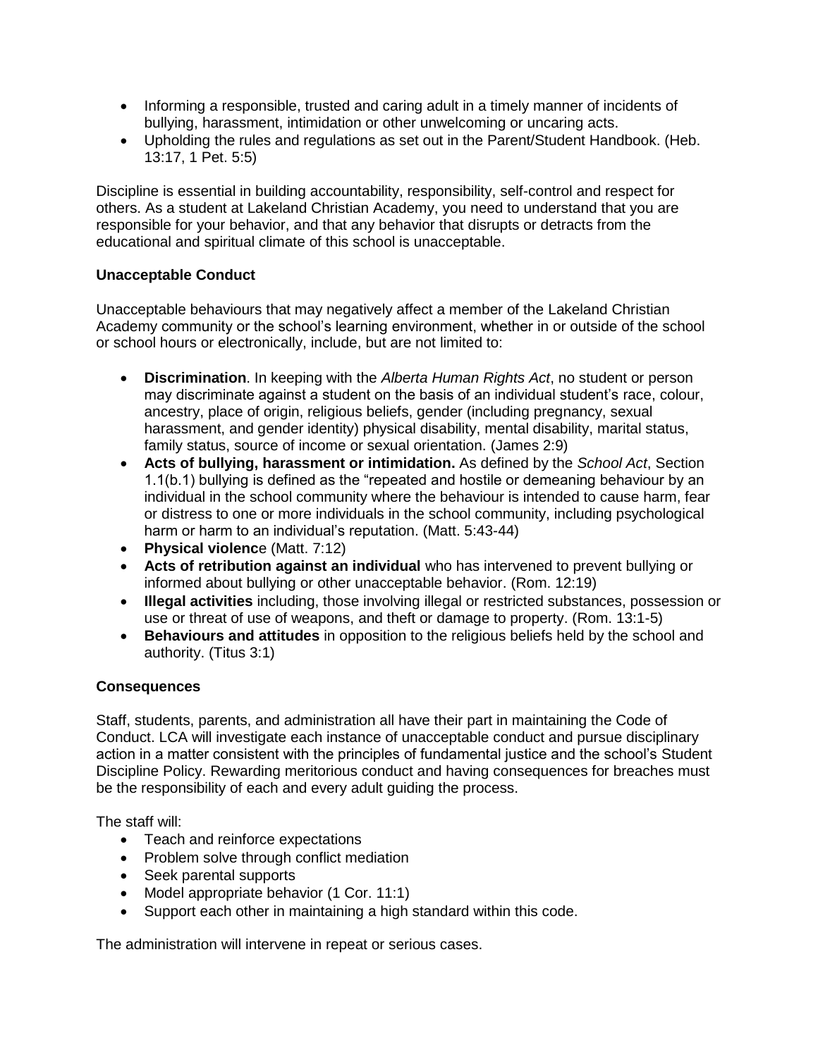- Informing a responsible, trusted and caring adult in a timely manner of incidents of bullying, harassment, intimidation or other unwelcoming or uncaring acts.
- Upholding the rules and regulations as set out in the Parent/Student Handbook. (Heb. 13:17, 1 Pet. 5:5)

Discipline is essential in building accountability, responsibility, self-control and respect for others. As a student at Lakeland Christian Academy, you need to understand that you are responsible for your behavior, and that any behavior that disrupts or detracts from the educational and spiritual climate of this school is unacceptable.

**Unacceptable Conduct**

Unacceptable behaviours that may negatively affect a member of the Lakeland Christian Academy community or the school's learning environment, whether in or outside of the school or school hours or electronically, include, but are not limited to:

- **Discrimination**. In keeping with the *Alberta Human Rights Act*, no student or person may discriminate against a student on the basis of an individual student's race, colour, ancestry, place of origin, religious beliefs, gender (including pregnancy, sexual harassment, and gender identity) physical disability, mental disability, marital status, family status, source of income or sexual orientation. (James 2:9)
- **Acts of bullying, harassment or intimidation.** As defined by the *School Act*, Section 1.1(b.1) bullying is defined as the "repeated and hostile or demeaning behaviour by an individual in the school community where the behaviour is intended to cause harm, fear or distress to one or more individuals in the school community, including psychological harm or harm to an individual's reputation. (Matt. 5:43-44)
- **Physical violenc**e (Matt. 7:12)
- **Acts of retribution against an individual** who has intervened to prevent bullying or informed about bullying or other unacceptable behavior. (Rom. 12:19)
- **Illegal activities** including, those involving illegal or restricted substances, possession or use or threat of use of weapons, and theft or damage to property. (Rom. 13:1-5)
- **Behaviours and attitudes** in opposition to the religious beliefs held by the school and authority. (Titus 3:1)

**Consequences**

Staff, students, parents, and administration all have their part in maintaining the Code of Conduct. LCA will investigate each instance of unacceptable conduct and pursue disciplinary action in a matter consistent with the principles of fundamental justice and the school's Student Discipline Policy. Rewarding meritorious conduct and having consequences for breaches must be the responsibility of each and every adult guiding the process.

The staff will:

- Teach and reinforce expectations
- Problem solve through conflict mediation
- Seek parental supports
- Model appropriate behavior (1 Cor. 11:1)
- Support each other in maintaining a high standard within this code.

The administration will intervene in repeat or serious cases.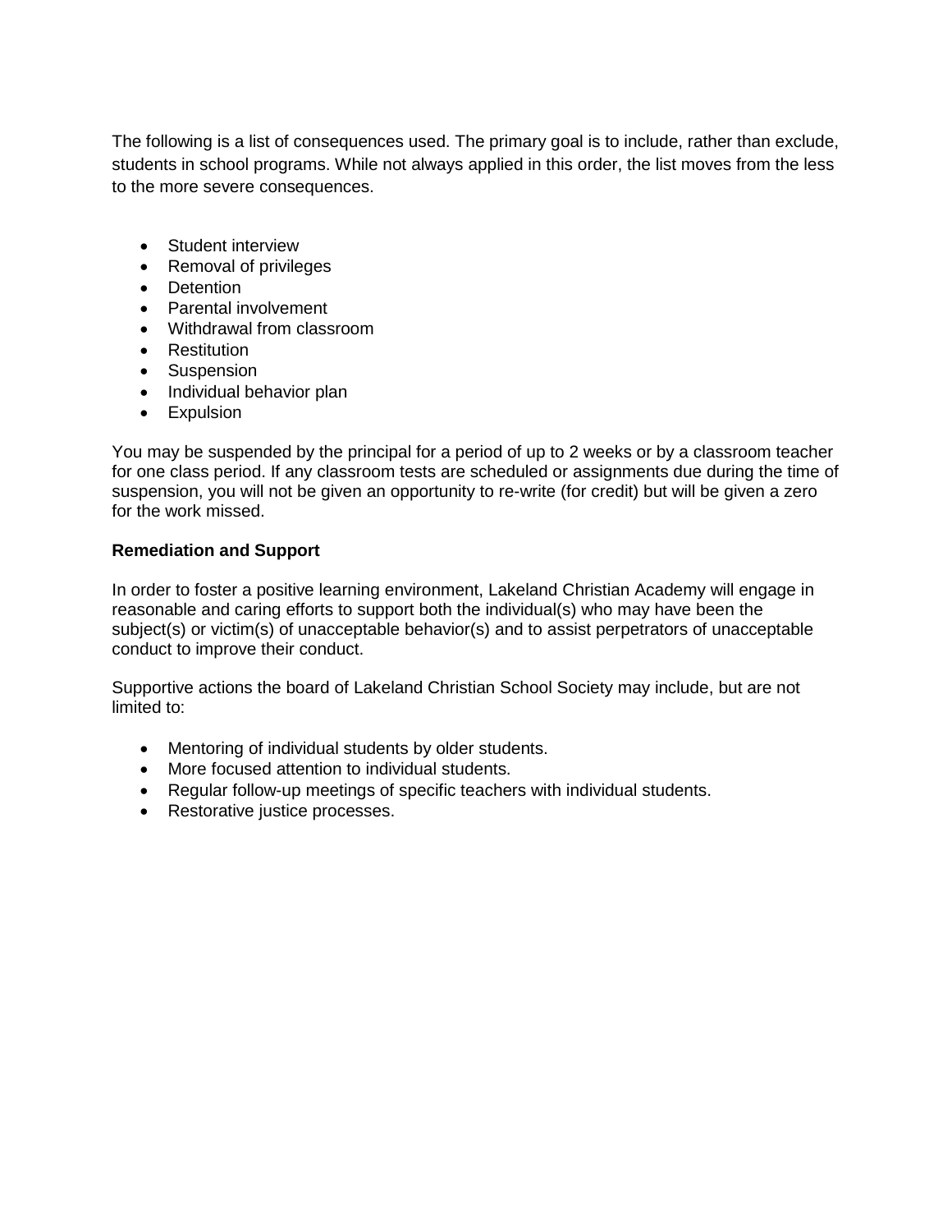The following is a list of consequences used. The primary goal is to include, rather than exclude, students in school programs. While not always applied in this order, the list moves from the less to the more severe consequences.

- Student interview
- Removal of privileges
- Detention
- Parental involvement
- Withdrawal from classroom
- Restitution
- Suspension
- Individual behavior plan
- Expulsion

You may be suspended by the principal for a period of up to 2 weeks or by a classroom teacher for one class period. If any classroom tests are scheduled or assignments due during the time of suspension, you will not be given an opportunity to re-write (for credit) but will be given a zero for the work missed.

**Remediation and Support**

In order to foster a positive learning environment, Lakeland Christian Academy will engage in reasonable and caring efforts to support both the individual(s) who may have been the subject(s) or victim(s) of unacceptable behavior(s) and to assist perpetrators of unacceptable conduct to improve their conduct.

Supportive actions the board of Lakeland Christian School Society may include, but are not limited to:

- Mentoring of individual students by older students.
- More focused attention to individual students.
- Regular follow-up meetings of specific teachers with individual students.
- Restorative justice processes.